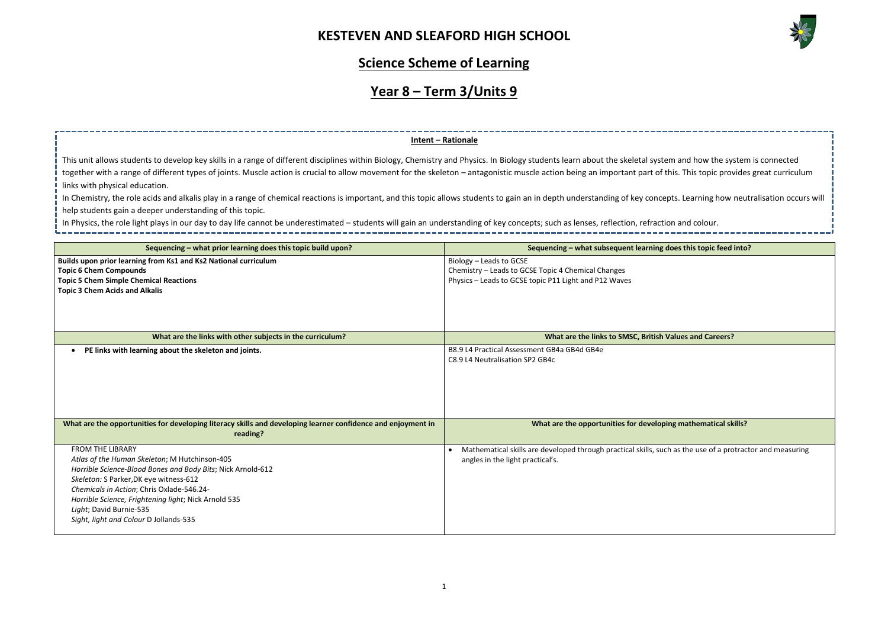# KESTEVEN AND SLEAFORD HIGH SCHOOL

## Science Scheme of Learning

## Year 8 – Term 3/Units 9

**Intent – Rationale**

This unit allows students to develop key skills in a range of different disciplines within Biology, Chemistry and Physics. In Biology students learn about the skeletal system and how the system is connected together with a range of different types of joints. Muscle action is crucial to allow movement for the skeleton – antagonistic muscle action being an important part of this. This topic provides great curriculum links with physical education.

In Chemistry, the role acids and alkalis play in a range of chemical reactions is important, and this topic allows students to gain an in depth understanding of key concepts. Learning how neutralisation occurs will help students gain a deeper understanding of this topic.

In Physics, the role light plays in our day to day life cannot be underestimated – students will gain an understanding of key concepts; such as lenses, reflection, refraction and colour.

| Sequencing – what prior learning does this topic build upon? | Sequencing – what subsequent learning does this topic feed into? |
|---|---|
| **Builds upon prior learning from Ks1 and Ks2 National curriculum**<br>**Topic 6 Chem Compounds**<br>**Topic 5 Chem Simple Chemical Reactions**<br>**Topic 3 Chem Acids and Alkalis** | Biology – Leads to GCSE<br>Chemistry – Leads to GCSE Topic 4 Chemical Changes<br>Physics – Leads to GCSE topic P11 Light and P12 Waves |
| **What are the links with other subjects in the curriculum?** | **What are the links to SMSC, British Values and Careers?** |
| • **PE links with learning about the skeleton and joints.** | B8.9 L4 Practical Assessment GB4a GB4d GB4e<br>C8.9 L4 Neutralisation SP2 GB4c |
| **What are the opportunities for developing literacy skills and developing learner confidence and enjoyment in reading?** | **What are the opportunities for developing mathematical skills?** |
| FROM THE LIBRARY<br>*Atlas of the Human Skeleton*; M Hutchinson-405<br>*Horrible Science-Blood Bones and Body Bits*; Nick Arnold-612<br>*Skeleton:* S Parker,DK eye witness-612<br>*Chemicals in Action*; Chris Oxlade-546.24-<br>*Horrible Science, Frightening light*; Nick Arnold 535<br>*Light*; David Burnie-535<br>*Sight, light and Colour* D Jollands-535 | • Mathematical skills are developed through practical skills, such as the use of a protractor and measuring angles in the light practical's. |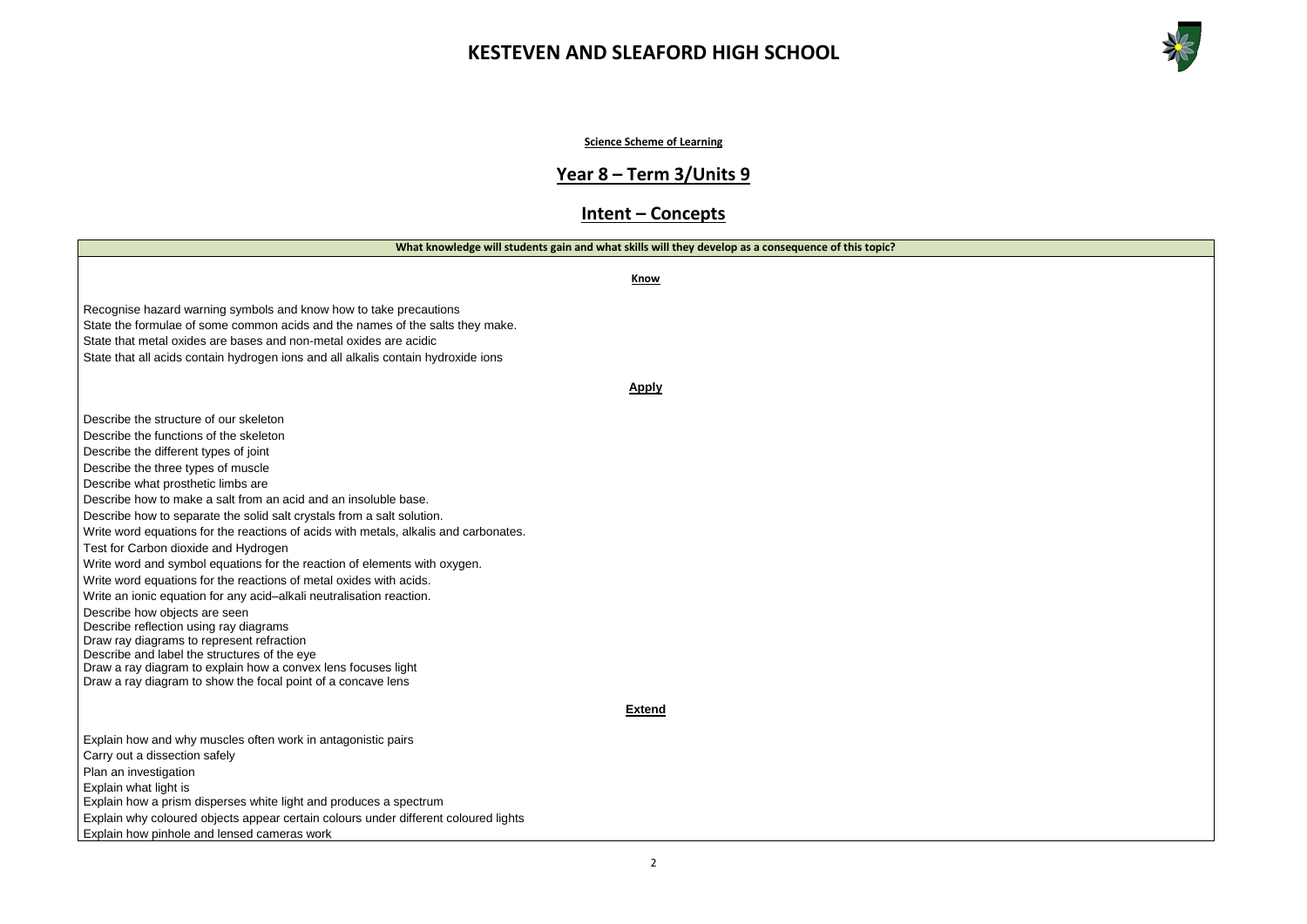# KESTEVEN AND SLEAFORD HIGH SCHOOL

**Science Scheme of Learning**

## Year 8 – Term 3/Units 9

## Intent – Concepts

| What knowledge will students gain and what skills will they develop as a consequence of this topic? |
|---|
| **Know**<br><br>Recognise hazard warning symbols and know how to take precautions<br>State the formulae of some common acids and the names of the salts they make.<br>State that metal oxides are bases and non-metal oxides are acidic<br>State that all acids contain hydrogen ions and all alkalis contain hydroxide ions<br><br>**Apply**<br><br>Describe the structure of our skeleton<br>Describe the functions of the skeleton<br>Describe the different types of joint<br>Describe the three types of muscle<br>Describe what prosthetic limbs are<br>Describe how to make a salt from an acid and an insoluble base.<br>Describe how to separate the solid salt crystals from a salt solution.<br>Write word equations for the reactions of acids with metals, alkalis and carbonates.<br>Test for Carbon dioxide and Hydrogen<br>Write word and symbol equations for the reaction of elements with oxygen.<br>Write word equations for the reactions of metal oxides with acids.<br>Write an ionic equation for any acid–alkali neutralisation reaction.<br>Describe how objects are seen<br>Describe reflection using ray diagrams<br>Draw ray diagrams to represent refraction<br>Describe and label the structures of the eye<br>Draw a ray diagram to explain how a convex lens focuses light<br>Draw a ray diagram to show the focal point of a concave lens<br><br>**Extend**<br><br>Explain how and why muscles often work in antagonistic pairs<br>Carry out a dissection safely<br>Plan an investigation<br>Explain what light is<br>Explain how a prism disperses white light and produces a spectrum<br>Explain why coloured objects appear certain colours under different coloured lights<br>Explain how pinhole and lensed cameras work |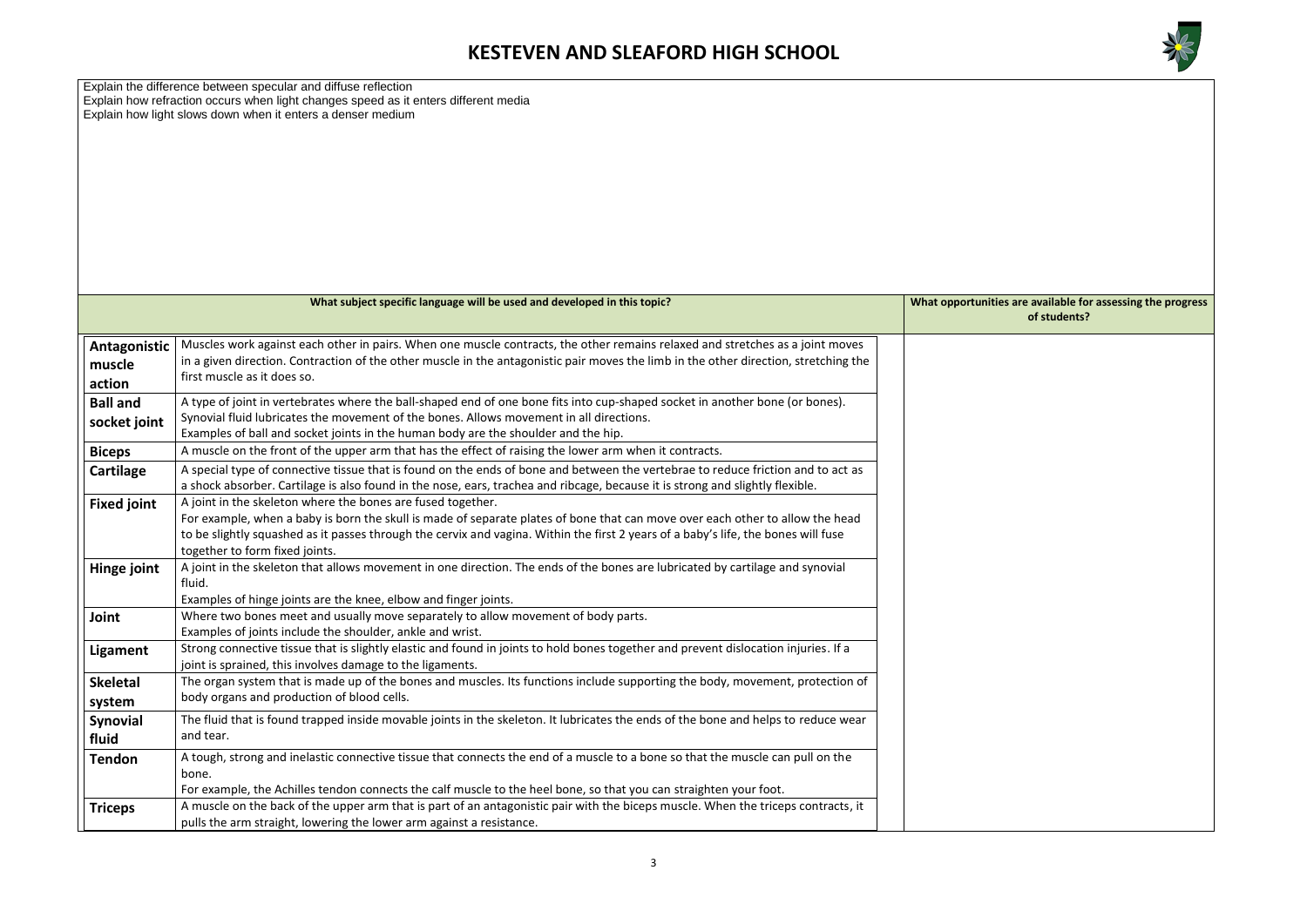# KESTEVEN AND SLEAFORD HIGH SCHOOL

Explain the difference between specular and diffuse reflection
Explain how refraction occurs when light changes speed as it enters different media
Explain how light slows down when it enters a denser medium

| What subject specific language will be used and developed in this topic? | | What opportunities are available for assessing the progress of students? |
|---|---|---|
| **Antagonistic muscle action** | Muscles work against each other in pairs. When one muscle contracts, the other remains relaxed and stretches as a joint moves in a given direction. Contraction of the other muscle in the antagonistic pair moves the limb in the other direction, stretching the first muscle as it does so. | |
| **Ball and socket joint** | A type of joint in vertebrates where the ball-shaped end of one bone fits into cup-shaped socket in another bone (or bones). Synovial fluid lubricates the movement of the bones. Allows movement in all directions. Examples of ball and socket joints in the human body are the shoulder and the hip. | |
| **Biceps** | A muscle on the front of the upper arm that has the effect of raising the lower arm when it contracts. | |
| **Cartilage** | A special type of connective tissue that is found on the ends of bone and between the vertebrae to reduce friction and to act as a shock absorber. Cartilage is also found in the nose, ears, trachea and ribcage, because it is strong and slightly flexible. | |
| **Fixed joint** | A joint in the skeleton where the bones are fused together. For example, when a baby is born the skull is made of separate plates of bone that can move over each other to allow the head to be slightly squashed as it passes through the cervix and vagina. Within the first 2 years of a baby's life, the bones will fuse together to form fixed joints. | |
| **Hinge joint** | A joint in the skeleton that allows movement in one direction. The ends of the bones are lubricated by cartilage and synovial fluid. Examples of hinge joints are the knee, elbow and finger joints. | |
| **Joint** | Where two bones meet and usually move separately to allow movement of body parts. Examples of joints include the shoulder, ankle and wrist. | |
| **Ligament** | Strong connective tissue that is slightly elastic and found in joints to hold bones together and prevent dislocation injuries. If a joint is sprained, this involves damage to the ligaments. | |
| **Skeletal system** | The organ system that is made up of the bones and muscles. Its functions include supporting the body, movement, protection of body organs and production of blood cells. | |
| **Synovial fluid** | The fluid that is found trapped inside movable joints in the skeleton. It lubricates the ends of the bone and helps to reduce wear and tear. | |
| **Tendon** | A tough, strong and inelastic connective tissue that connects the end of a muscle to a bone so that the muscle can pull on the bone. For example, the Achilles tendon connects the calf muscle to the heel bone, so that you can straighten your foot. | |
| **Triceps** | A muscle on the back of the upper arm that is part of an antagonistic pair with the biceps muscle. When the triceps contracts, it pulls the arm straight, lowering the lower arm against a resistance. | |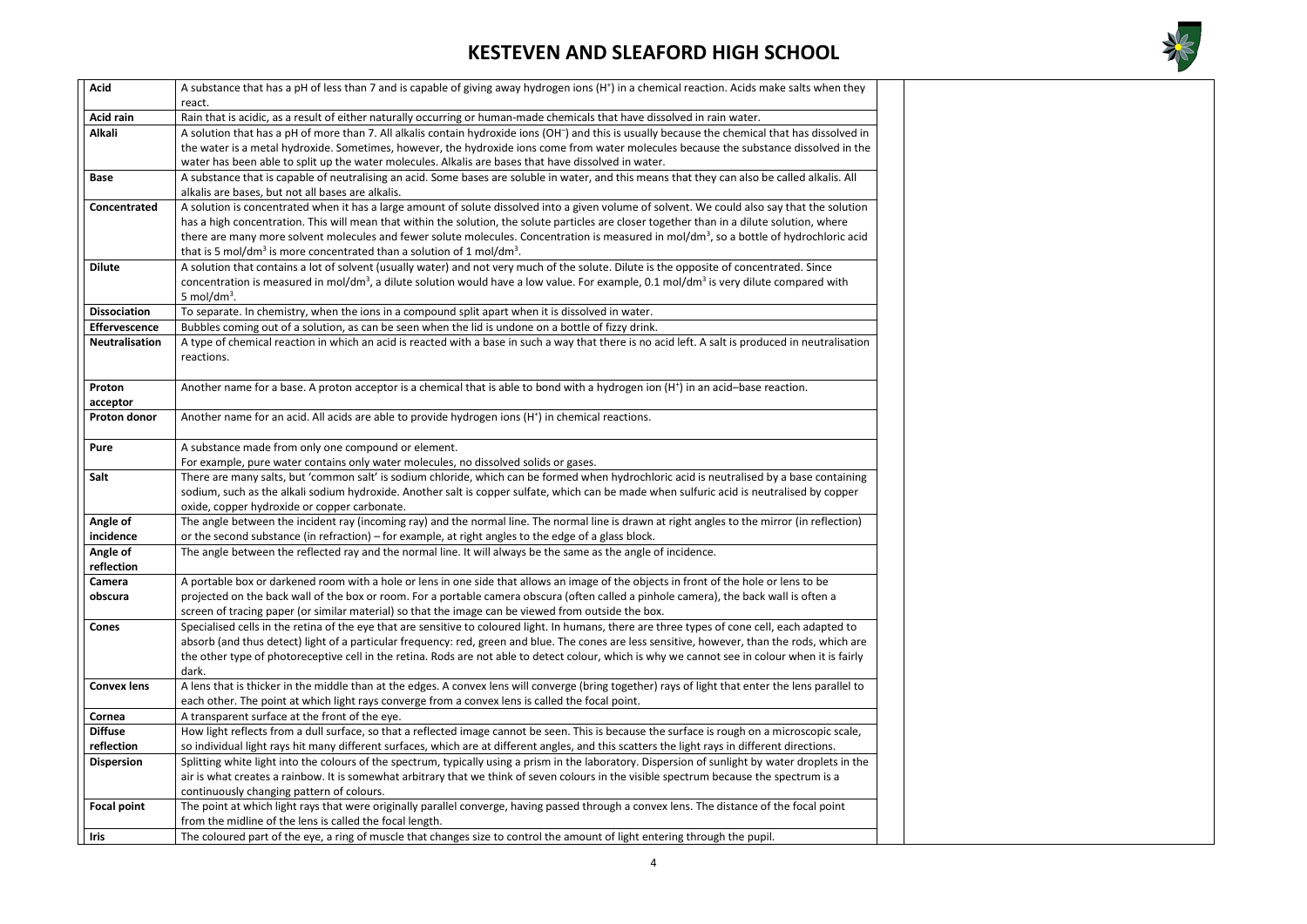# KESTEVEN AND SLEAFORD HIGH SCHOOL

| | | |
|---|---|---|
| **Acid** | A substance that has a pH of less than 7 and is capable of giving away hydrogen ions ($H^+$) in a chemical reaction. Acids make salts when they react. | |
| **Acid rain** | Rain that is acidic, as a result of either naturally occurring or human-made chemicals that have dissolved in rain water. | |
| **Alkali** | A solution that has a pH of more than 7. All alkalis contain hydroxide ions ($OH^-$) and this is usually because the chemical that has dissolved in the water is a metal hydroxide. Sometimes, however, the hydroxide ions come from water molecules because the substance dissolved in the water has been able to split up the water molecules. Alkalis are bases that have dissolved in water. | |
| **Base** | A substance that is capable of neutralising an acid. Some bases are soluble in water, and this means that they can also be called alkalis. All alkalis are bases, but not all bases are alkalis. | |
| **Concentrated** | A solution is concentrated when it has a large amount of solute dissolved into a given volume of solvent. We could also say that the solution has a high concentration. This will mean that within the solution, the solute particles are closer together than in a dilute solution, where there are many more solvent molecules and fewer solute molecules. Concentration is measured in mol/dm$^3$, so a bottle of hydrochloric acid that is 5 mol/dm$^3$ is more concentrated than a solution of 1 mol/dm$^3$. | |
| **Dilute** | A solution that contains a lot of solvent (usually water) and not very much of the solute. Dilute is the opposite of concentrated. Since concentration is measured in mol/dm$^3$, a dilute solution would have a low value. For example, 0.1 mol/dm$^3$ is very dilute compared with 5 mol/dm$^3$. | |
| **Dissociation** | To separate. In chemistry, when the ions in a compound split apart when it is dissolved in water. | |
| **Effervescence** | Bubbles coming out of a solution, as can be seen when the lid is undone on a bottle of fizzy drink. | |
| **Neutralisation** | A type of chemical reaction in which an acid is reacted with a base in such a way that there is no acid left. A salt is produced in neutralisation reactions. | |
| **Proton acceptor** | Another name for a base. A proton acceptor is a chemical that is able to bond with a hydrogen ion ($H^+$) in an acid–base reaction. | |
| **Proton donor** | Another name for an acid. All acids are able to provide hydrogen ions ($H^+$) in chemical reactions. | |
| **Pure** | A substance made from only one compound or element. For example, pure water contains only water molecules, no dissolved solids or gases. | |
| **Salt** | There are many salts, but 'common salt' is sodium chloride, which can be formed when hydrochloric acid is neutralised by a base containing sodium, such as the alkali sodium hydroxide. Another salt is copper sulfate, which can be made when sulfuric acid is neutralised by copper oxide, copper hydroxide or copper carbonate. | |
| **Angle of incidence** | The angle between the incident ray (incoming ray) and the normal line. The normal line is drawn at right angles to the mirror (in reflection) or the second substance (in refraction) – for example, at right angles to the edge of a glass block. | |
| **Angle of reflection** | The angle between the reflected ray and the normal line. It will always be the same as the angle of incidence. | |
| **Camera obscura** | A portable box or darkened room with a hole or lens in one side that allows an image of the objects in front of the hole or lens to be projected on the back wall of the box or room. For a portable camera obscura (often called a pinhole camera), the back wall is often a screen of tracing paper (or similar material) so that the image can be viewed from outside the box. | |
| **Cones** | Specialised cells in the retina of the eye that are sensitive to coloured light. In humans, there are three types of cone cell, each adapted to absorb (and thus detect) light of a particular frequency: red, green and blue. The cones are less sensitive, however, than the rods, which are the other type of photoreceptive cell in the retina. Rods are not able to detect colour, which is why we cannot see in colour when it is fairly dark. | |
| **Convex lens** | A lens that is thicker in the middle than at the edges. A convex lens will converge (bring together) rays of light that enter the lens parallel to each other. The point at which light rays converge from a convex lens is called the focal point. | |
| **Cornea** | A transparent surface at the front of the eye. | |
| **Diffuse reflection** | How light reflects from a dull surface, so that a reflected image cannot be seen. This is because the surface is rough on a microscopic scale, so individual light rays hit many different surfaces, which are at different angles, and this scatters the light rays in different directions. | |
| **Dispersion** | Splitting white light into the colours of the spectrum, typically using a prism in the laboratory. Dispersion of sunlight by water droplets in the air is what creates a rainbow. It is somewhat arbitrary that we think of seven colours in the visible spectrum because the spectrum is a continuously changing pattern of colours. | |
| **Focal point** | The point at which light rays that were originally parallel converge, having passed through a convex lens. The distance of the focal point from the midline of the lens is called the focal length. | |
| **Iris** | The coloured part of the eye, a ring of muscle that changes size to control the amount of light entering through the pupil. | |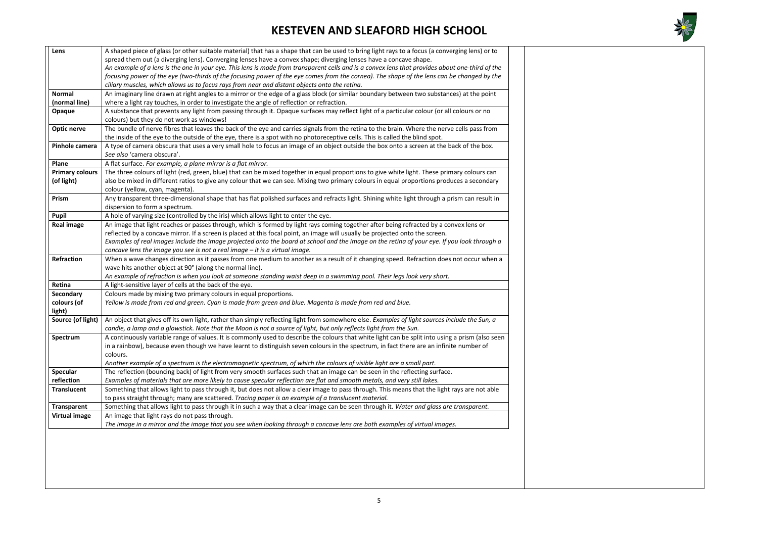# KESTEVEN AND SLEAFORD HIGH SCHOOL

| | |
|---|---|
| **Lens** | A shaped piece of glass (or other suitable material) that has a shape that can be used to bring light rays to a focus (a converging lens) or to spread them out (a diverging lens). Converging lenses have a convex shape; diverging lenses have a concave shape. *An example of a lens is the one in your eye. This lens is made from transparent cells and is a convex lens that provides about one-third of the focusing power of the eye (two-thirds of the focusing power of the eye comes from the cornea). The shape of the lens can be changed by the ciliary muscles, which allows us to focus rays from near and distant objects onto the retina.* |
| **Normal (normal line)** | An imaginary line drawn at right angles to a mirror or the edge of a glass block (or similar boundary between two substances) at the point where a light ray touches, in order to investigate the angle of reflection or refraction. |
| **Opaque** | A substance that prevents any light from passing through it. Opaque surfaces may reflect light of a particular colour (or all colours or no colours) but they do not work as windows! |
| **Optic nerve** | The bundle of nerve fibres that leaves the back of the eye and carries signals from the retina to the brain. Where the nerve cells pass from the inside of the eye to the outside of the eye, there is a spot with no photoreceptive cells. This is called the blind spot. |
| **Pinhole camera** | A type of camera obscura that uses a very small hole to focus an image of an object outside the box onto a screen at the back of the box. *See also* 'camera obscura'. |
| **Plane** | A flat surface. *For example, a plane mirror is a flat mirror.* |
| **Primary colours (of light)** | The three colours of light (red, green, blue) that can be mixed together in equal proportions to give white light. These primary colours can also be mixed in different ratios to give any colour that we can see. Mixing two primary colours in equal proportions produces a secondary colour (yellow, cyan, magenta). |
| **Prism** | Any transparent three-dimensional shape that has flat polished surfaces and refracts light. Shining white light through a prism can result in dispersion to form a spectrum. |
| **Pupil** | A hole of varying size (controlled by the iris) which allows light to enter the eye. |
| **Real image** | An image that light reaches or passes through, which is formed by light rays coming together after being refracted by a convex lens or reflected by a concave mirror. If a screen is placed at this focal point, an image will usually be projected onto the screen. *Examples of real images include the image projected onto the board at school and the image on the retina of your eye. If you look through a concave lens the image you see is not a real image – it is a virtual image.* |
| **Refraction** | When a wave changes direction as it passes from one medium to another as a result of it changing speed. Refraction does not occur when a wave hits another object at 90° (along the normal line). *An example of refraction is when you look at someone standing waist deep in a swimming pool. Their legs look very short.* |
| **Retina** | A light-sensitive layer of cells at the back of the eye. |
| **Secondary colours (of light)** | Colours made by mixing two primary colours in equal proportions. *Yellow is made from red and green. Cyan is made from green and blue. Magenta is made from red and blue.* |
| **Source (of light)** | An object that gives off its own light, rather than simply reflecting light from somewhere else. *Examples of light sources include the Sun, a candle, a lamp and a glowstick. Note that the Moon is not a source of light, but only reflects light from the Sun.* |
| **Spectrum** | A continuously variable range of values. It is commonly used to describe the colours that white light can be split into using a prism (also seen in a rainbow), because even though we have learnt to distinguish seven colours in the spectrum, in fact there are an infinite number of colours. *Another example of a spectrum is the electromagnetic spectrum, of which the colours of visible light are a small part.* |
| **Specular reflection** | The reflection (bouncing back) of light from very smooth surfaces such that an image can be seen in the reflecting surface. *Examples of materials that are more likely to cause specular reflection are flat and smooth metals, and very still lakes.* |
| **Translucent** | Something that allows light to pass through it, but does not allow a clear image to pass through. This means that the light rays are not able to pass straight through; many are scattered. *Tracing paper is an example of a translucent material.* |
| **Transparent** | Something that allows light to pass through it in such a way that a clear image can be seen through it. *Water and glass are transparent.* |
| **Virtual image** | An image that light rays do not pass through. *The image in a mirror and the image that you see when looking through a concave lens are both examples of virtual images.* |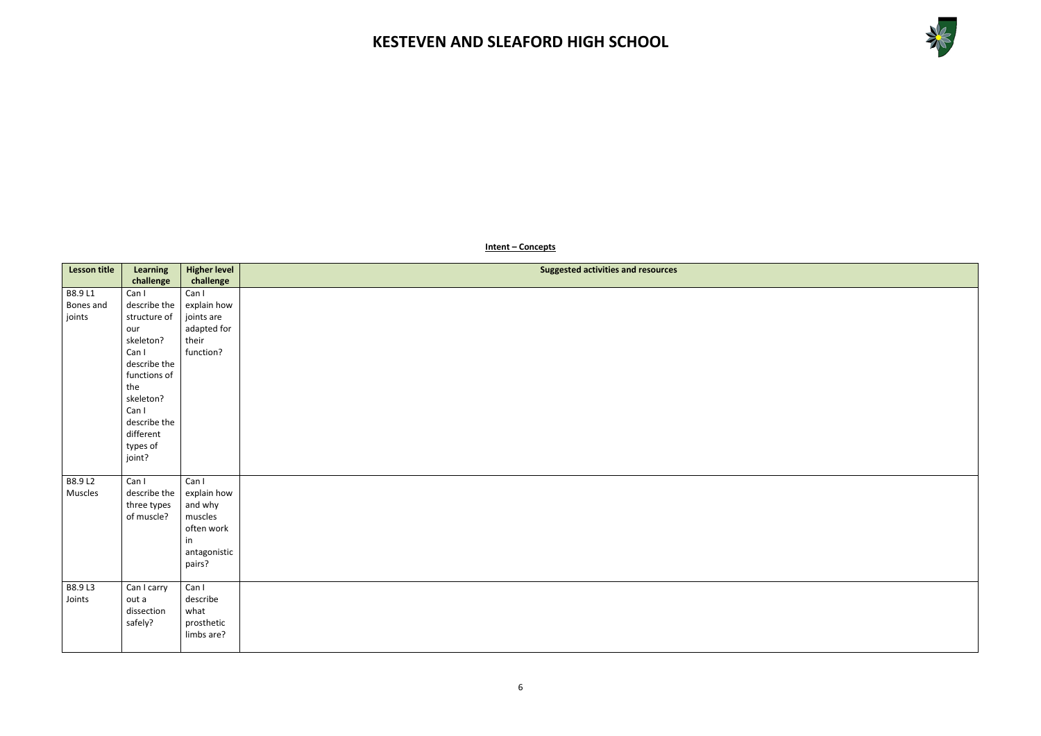# KESTEVEN AND SLEAFORD HIGH SCHOOL

**Intent – Concepts**

| Lesson title | Learning challenge | Higher level challenge | Suggested activities and resources |
|---|---|---|---|
| B8.9 L1 Bones and joints | Can I describe the structure of our skeleton? Can I describe the functions of the skeleton? Can I describe the different types of joint? | Can I explain how joints are adapted for their function? | |
| B8.9 L2 Muscles | Can I describe the three types of muscle? | Can I explain how and why muscles often work in antagonistic pairs? | |
| B8.9 L3 Joints | Can I carry out a dissection safely? | Can I describe what prosthetic limbs are? | |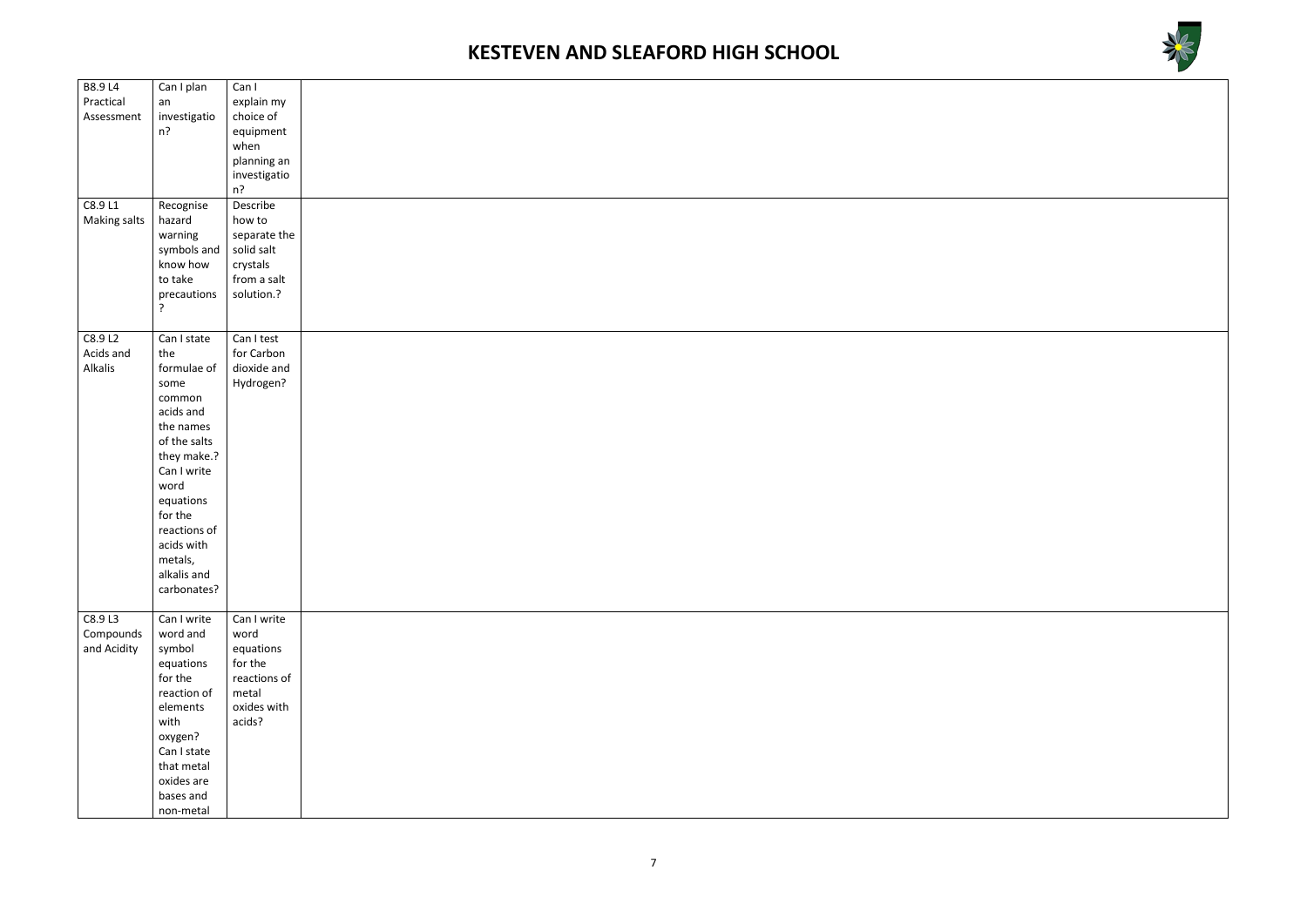| | | | |
|---|---|---|---|
| B8.9 L4 Practical Assessment | Can I plan an investigation? | Can I explain my choice of equipment when planning an investigation? | |
| C8.9 L1 Making salts | Recognise hazard warning symbols and know how to take precautions? | Describe how to separate the solid salt crystals from a salt solution.? | |
| C8.9 L2 Acids and Alkalis | Can I state the formulae of some common acids and the names of the salts they make.? Can I write word equations for the reactions of acids with metals, alkalis and carbonates? | Can I test for Carbon dioxide and Hydrogen? | |
| C8.9 L3 Compounds and Acidity | Can I write word and symbol equations for the reaction of elements with oxygen? Can I state that metal oxides are bases and non-metal | Can I write word equations for the reactions of metal oxides with acids? | |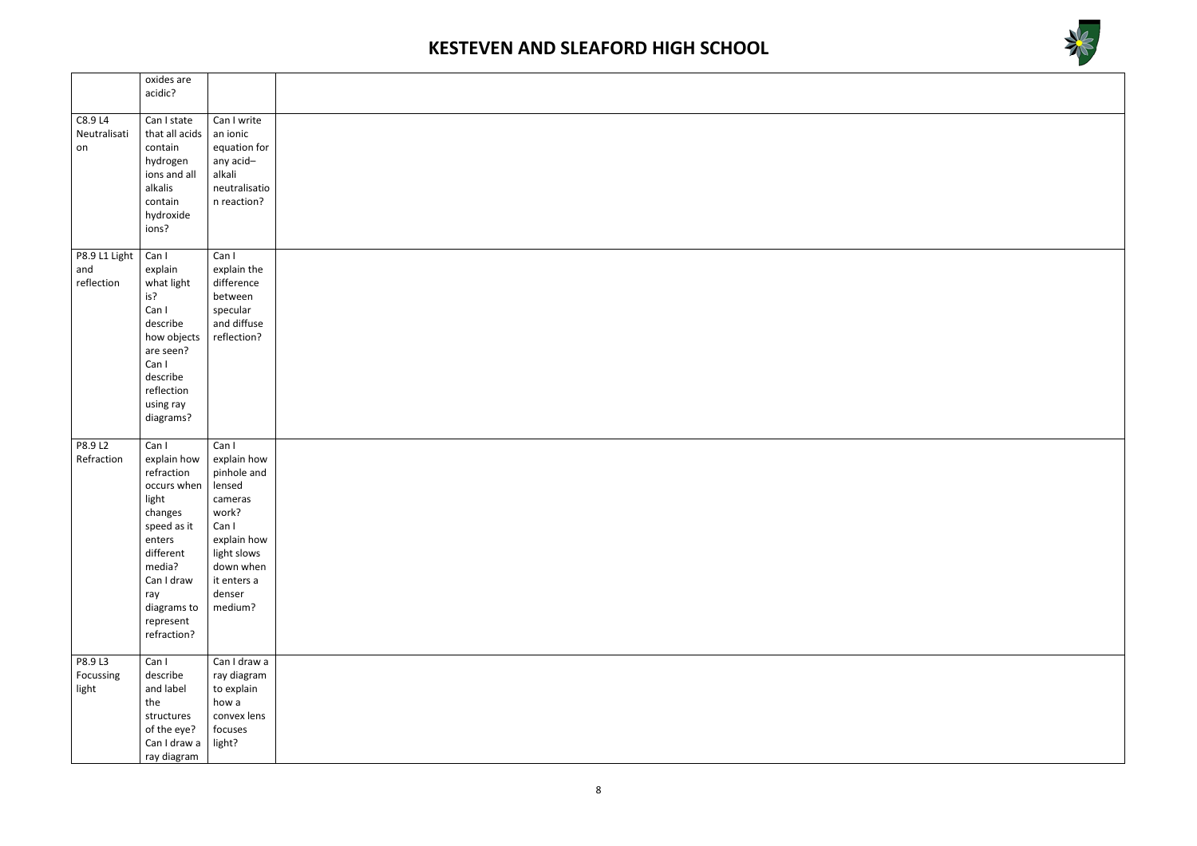| | | | |
|---|---|---|---|
| | oxides are acidic? | | |
| C8.9 L4 Neutralisation | Can I state that all acids contain hydrogen ions and all alkalis contain hydroxide ions? | Can I write an ionic equation for any acid–alkali neutralisation reaction? | |
| P8.9 L1 Light and reflection | Can I explain what light is? Can I describe how objects are seen? Can I describe reflection using ray diagrams? | Can I explain the difference between specular and diffuse reflection? | |
| P8.9 L2 Refraction | Can I explain how refraction occurs when light changes speed as it enters different media? Can I draw ray diagrams to represent refraction? | Can I explain how pinhole and lensed cameras work? Can I explain how light slows down when it enters a denser medium? | |
| P8.9 L3 Focussing light | Can I describe and label the structures of the eye? Can I draw a ray diagram | Can I draw a ray diagram to explain how a convex lens focuses light? | |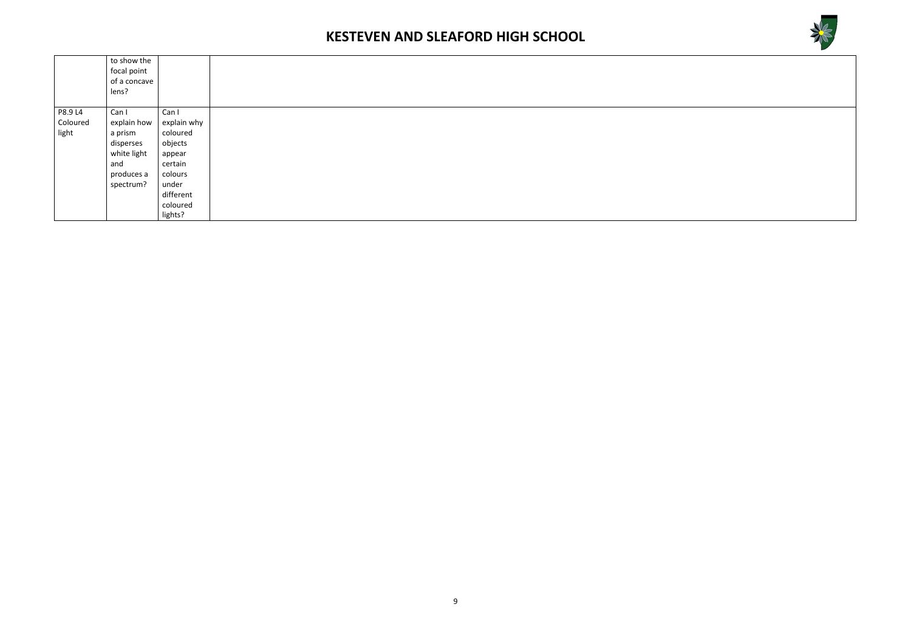| | | | |
|---|---|---|---|
| | to show the focal point of a concave lens? | | |
| P8.9 L4 Coloured light | Can I explain how a prism disperses white light and produces a spectrum? | Can I explain why coloured objects appear certain colours under different coloured lights? | |